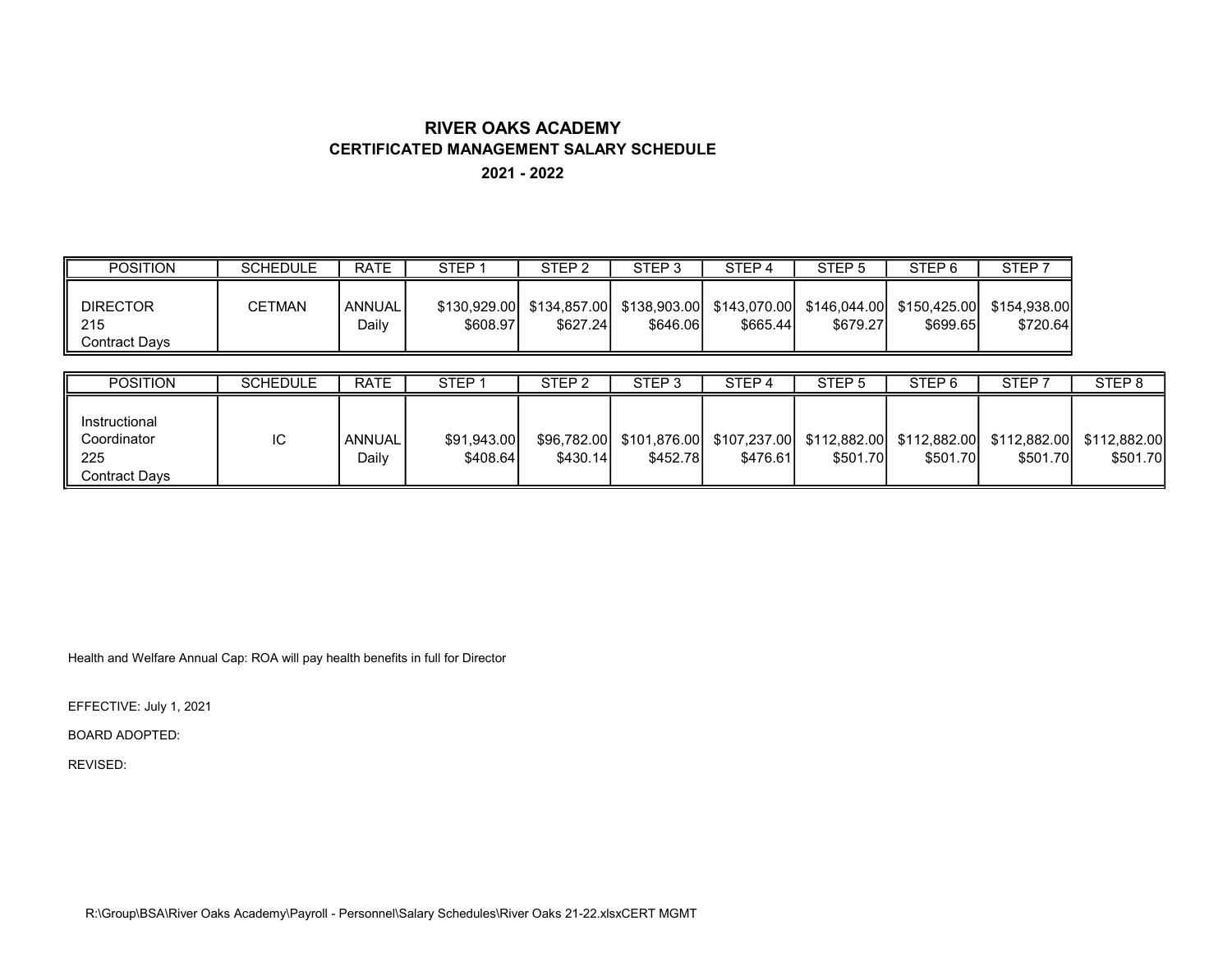# RIVER OAKS ACADEMY

## CERTIFICATED MANAGEMENT SALARY SCHEDULE

### 2021 - 2022

| POSITION | SCHEDULE | RATE | STEP 1 | STEP 2 | STEP 3 | STEP 4 | STEP 5 | STEP 6 | STEP 7 |
|---|---|---|---|---|---|---|---|---|---|
| DIRECTOR 215 Contract Days | CETMAN | ANNUAL Daily | $130,929.00 $608.97 | $134,857.00 $627.24 | $138,903.00 $646.06 | $143,070.00 $665.44 | $146,044.00 $679.27 | $150,425.00 $699.65 | $154,938.00 $720.64 |

| POSITION | SCHEDULE | RATE | STEP 1 | STEP 2 | STEP 3 | STEP 4 | STEP 5 | STEP 6 | STEP 7 | STEP 8 |
|---|---|---|---|---|---|---|---|---|---|---|
| Instructional Coordinator 225 Contract Days | IC | ANNUAL Daily | $91,943.00 $408.64 | $96,782.00 $430.14 | $101,876.00 $452.78 | $107,237.00 $476.61 | $112,882.00 $501.70 | $112,882.00 $501.70 | $112,882.00 $501.70 | $112,882.00 $501.70 |

Health and Welfare Annual Cap: ROA will pay health benefits in full for Director

EFFECTIVE: July 1, 2021

BOARD ADOPTED:

REVISED:

R:\Group\BSA\River Oaks Academy\Payroll - Personnel\Salary Schedules\River Oaks 21-22.xlsxCERT MGMT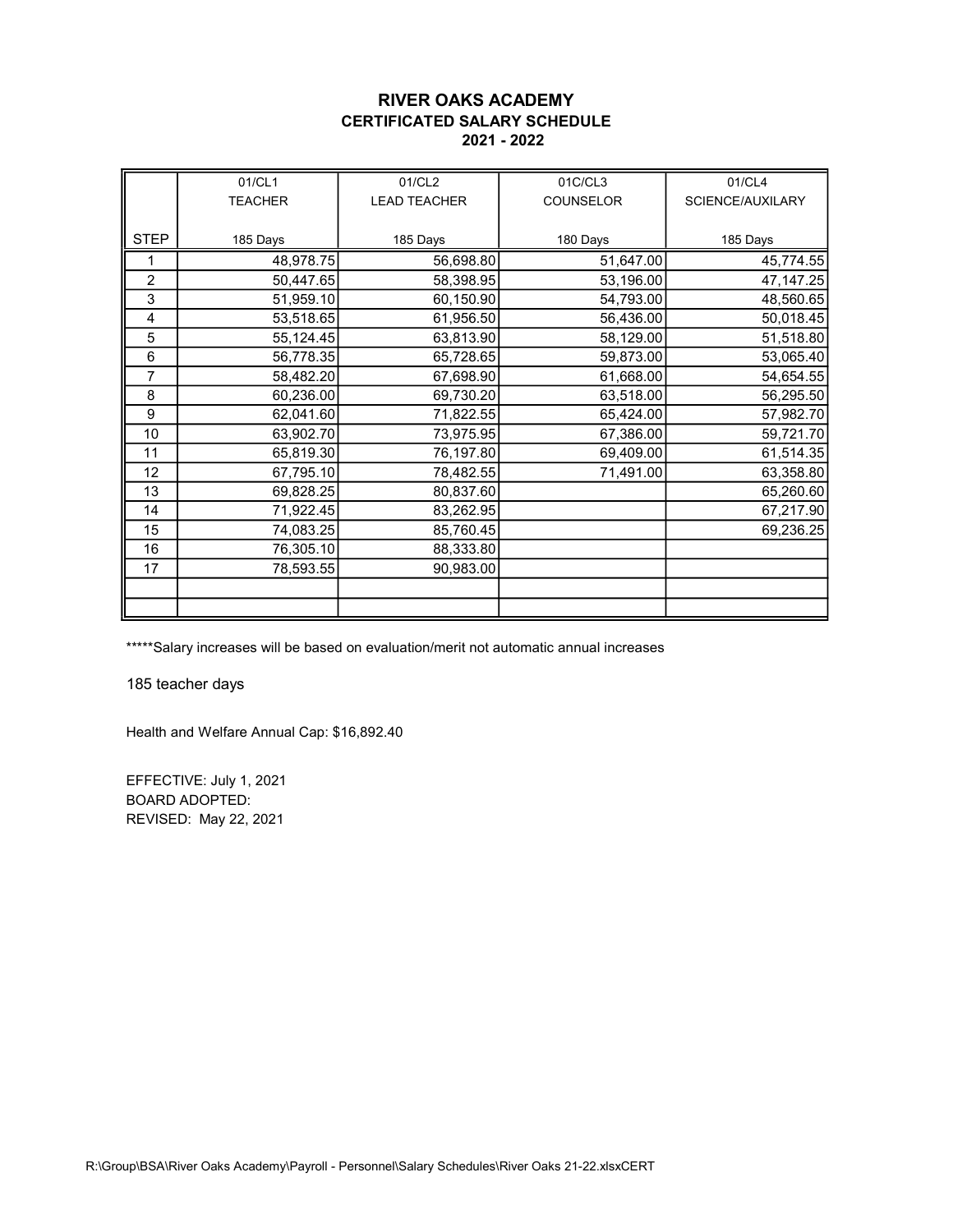# RIVER OAKS ACADEMY
## CERTIFICATED SALARY SCHEDULE
### 2021 - 2022

| STEP | 01/CL1 TEACHER 185 Days | 01/CL2 LEAD TEACHER 185 Days | 01C/CL3 COUNSELOR 180 Days | 01/CL4 SCIENCE/AUXILARY 185 Days |
|---|---|---|---|---|
| 1 | 48,978.75 | 56,698.80 | 51,647.00 | 45,774.55 |
| 2 | 50,447.65 | 58,398.95 | 53,196.00 | 47,147.25 |
| 3 | 51,959.10 | 60,150.90 | 54,793.00 | 48,560.65 |
| 4 | 53,518.65 | 61,956.50 | 56,436.00 | 50,018.45 |
| 5 | 55,124.45 | 63,813.90 | 58,129.00 | 51,518.80 |
| 6 | 56,778.35 | 65,728.65 | 59,873.00 | 53,065.40 |
| 7 | 58,482.20 | 67,698.90 | 61,668.00 | 54,654.55 |
| 8 | 60,236.00 | 69,730.20 | 63,518.00 | 56,295.50 |
| 9 | 62,041.60 | 71,822.55 | 65,424.00 | 57,982.70 |
| 10 | 63,902.70 | 73,975.95 | 67,386.00 | 59,721.70 |
| 11 | 65,819.30 | 76,197.80 | 69,409.00 | 61,514.35 |
| 12 | 67,795.10 | 78,482.55 | 71,491.00 | 63,358.80 |
| 13 | 69,828.25 | 80,837.60 | | 65,260.60 |
| 14 | 71,922.45 | 83,262.95 | | 67,217.90 |
| 15 | 74,083.25 | 85,760.45 | | 69,236.25 |
| 16 | 76,305.10 | 88,333.80 | | |
| 17 | 78,593.55 | 90,983.00 | | |

*****Salary increases will be based on evaluation/merit not automatic annual increases

185 teacher days

Health and Welfare Annual Cap: $16,892.40

EFFECTIVE: July 1, 2021
BOARD ADOPTED:
REVISED: May 22, 2021

R:\Group\BSA\River Oaks Academy\Payroll - Personnel\Salary Schedules\River Oaks 21-22.xlsxCERT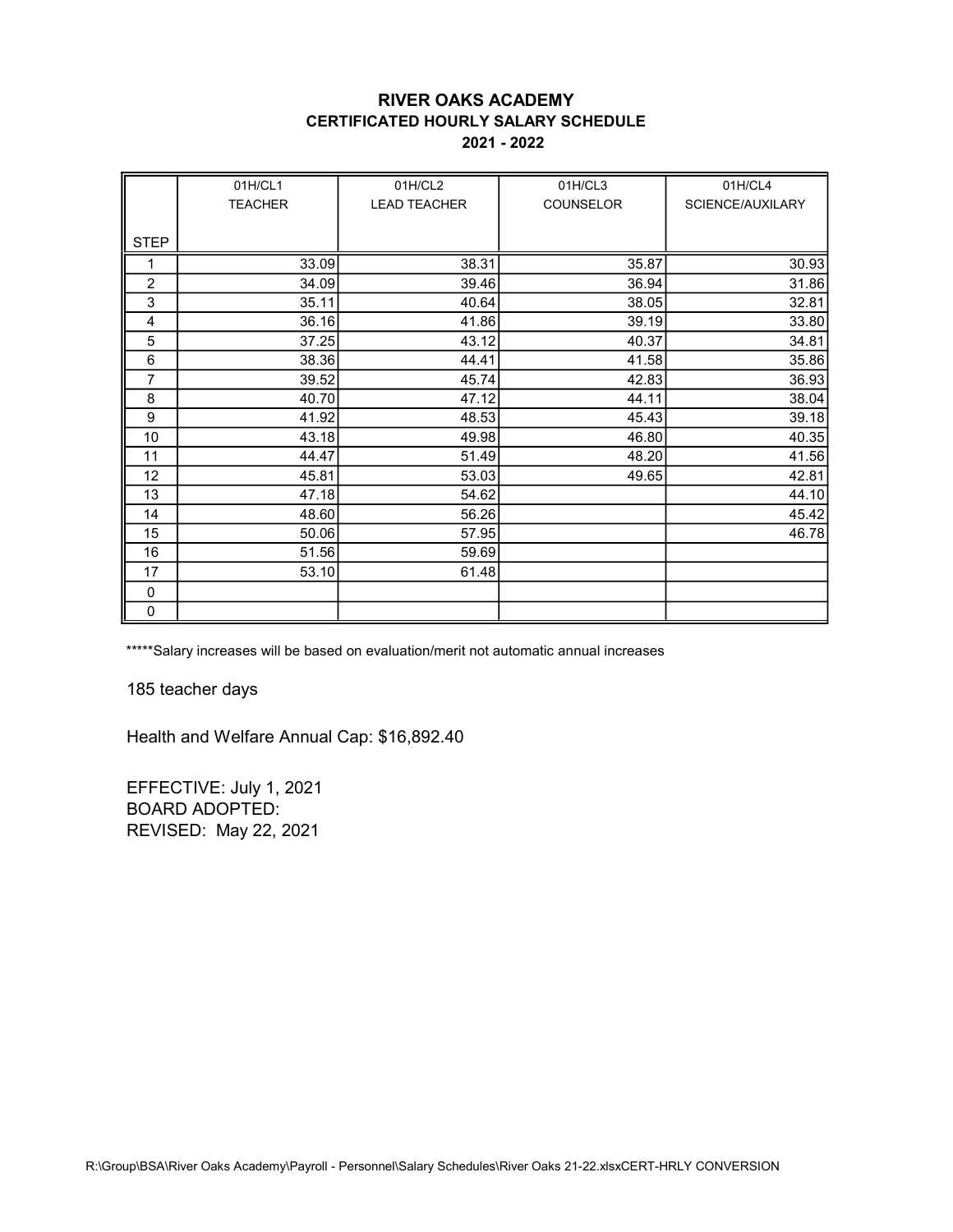# RIVER OAKS ACADEMY
## CERTIFICATED HOURLY SALARY SCHEDULE
### 2021 - 2022

| STEP | 01H/CL1 TEACHER | 01H/CL2 LEAD TEACHER | 01H/CL3 COUNSELOR | 01H/CL4 SCIENCE/AUXILARY |
|---|---|---|---|---|
| 1 | 33.09 | 38.31 | 35.87 | 30.93 |
| 2 | 34.09 | 39.46 | 36.94 | 31.86 |
| 3 | 35.11 | 40.64 | 38.05 | 32.81 |
| 4 | 36.16 | 41.86 | 39.19 | 33.80 |
| 5 | 37.25 | 43.12 | 40.37 | 34.81 |
| 6 | 38.36 | 44.41 | 41.58 | 35.86 |
| 7 | 39.52 | 45.74 | 42.83 | 36.93 |
| 8 | 40.70 | 47.12 | 44.11 | 38.04 |
| 9 | 41.92 | 48.53 | 45.43 | 39.18 |
| 10 | 43.18 | 49.98 | 46.80 | 40.35 |
| 11 | 44.47 | 51.49 | 48.20 | 41.56 |
| 12 | 45.81 | 53.03 | 49.65 | 42.81 |
| 13 | 47.18 | 54.62 | | 44.10 |
| 14 | 48.60 | 56.26 | | 45.42 |
| 15 | 50.06 | 57.95 | | 46.78 |
| 16 | 51.56 | 59.69 | | |
| 17 | 53.10 | 61.48 | | |
| 0 | | | | |
| 0 | | | | |

*****Salary increases will be based on evaluation/merit not automatic annual increases

185 teacher days

Health and Welfare Annual Cap: $16,892.40

EFFECTIVE: July 1, 2021
BOARD ADOPTED:
REVISED: May 22, 2021

R:\Group\BSA\River Oaks Academy\Payroll - Personnel\Salary Schedules\River Oaks 21-22.xlsxCERT-HRLY CONVERSION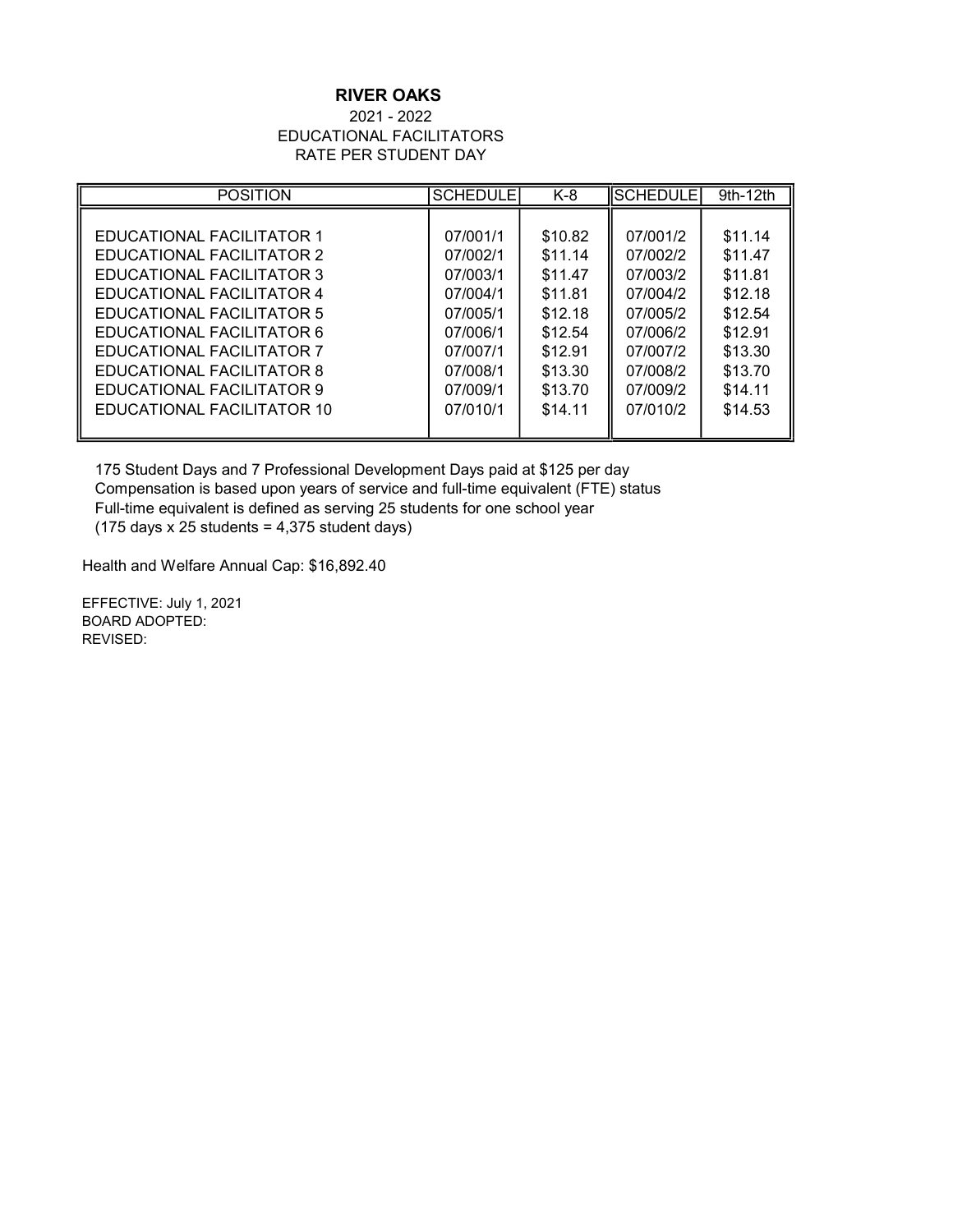# RIVER OAKS

2021 - 2022
EDUCATIONAL FACILITATORS
RATE PER STUDENT DAY

| POSITION | SCHEDULE | K-8 | SCHEDULE | 9th-12th |
|---|---|---|---|---|
| EDUCATIONAL FACILITATOR 1 | 07/001/1 | $10.82 | 07/001/2 | $11.14 |
| EDUCATIONAL FACILITATOR 2 | 07/002/1 | $11.14 | 07/002/2 | $11.47 |
| EDUCATIONAL FACILITATOR 3 | 07/003/1 | $11.47 | 07/003/2 | $11.81 |
| EDUCATIONAL FACILITATOR 4 | 07/004/1 | $11.81 | 07/004/2 | $12.18 |
| EDUCATIONAL FACILITATOR 5 | 07/005/1 | $12.18 | 07/005/2 | $12.54 |
| EDUCATIONAL FACILITATOR 6 | 07/006/1 | $12.54 | 07/006/2 | $12.91 |
| EDUCATIONAL FACILITATOR 7 | 07/007/1 | $12.91 | 07/007/2 | $13.30 |
| EDUCATIONAL FACILITATOR 8 | 07/008/1 | $13.30 | 07/008/2 | $13.70 |
| EDUCATIONAL FACILITATOR 9 | 07/009/1 | $13.70 | 07/009/2 | $14.11 |
| EDUCATIONAL FACILITATOR 10 | 07/010/1 | $14.11 | 07/010/2 | $14.53 |

175 Student Days and 7 Professional Development Days paid at $125 per day
Compensation is based upon years of service and full-time equivalent (FTE) status
Full-time equivalent is defined as serving 25 students for one school year
(175 days x 25 students = 4,375 student days)

Health and Welfare Annual Cap: $16,892.40

EFFECTIVE: July 1, 2021
BOARD ADOPTED:
REVISED: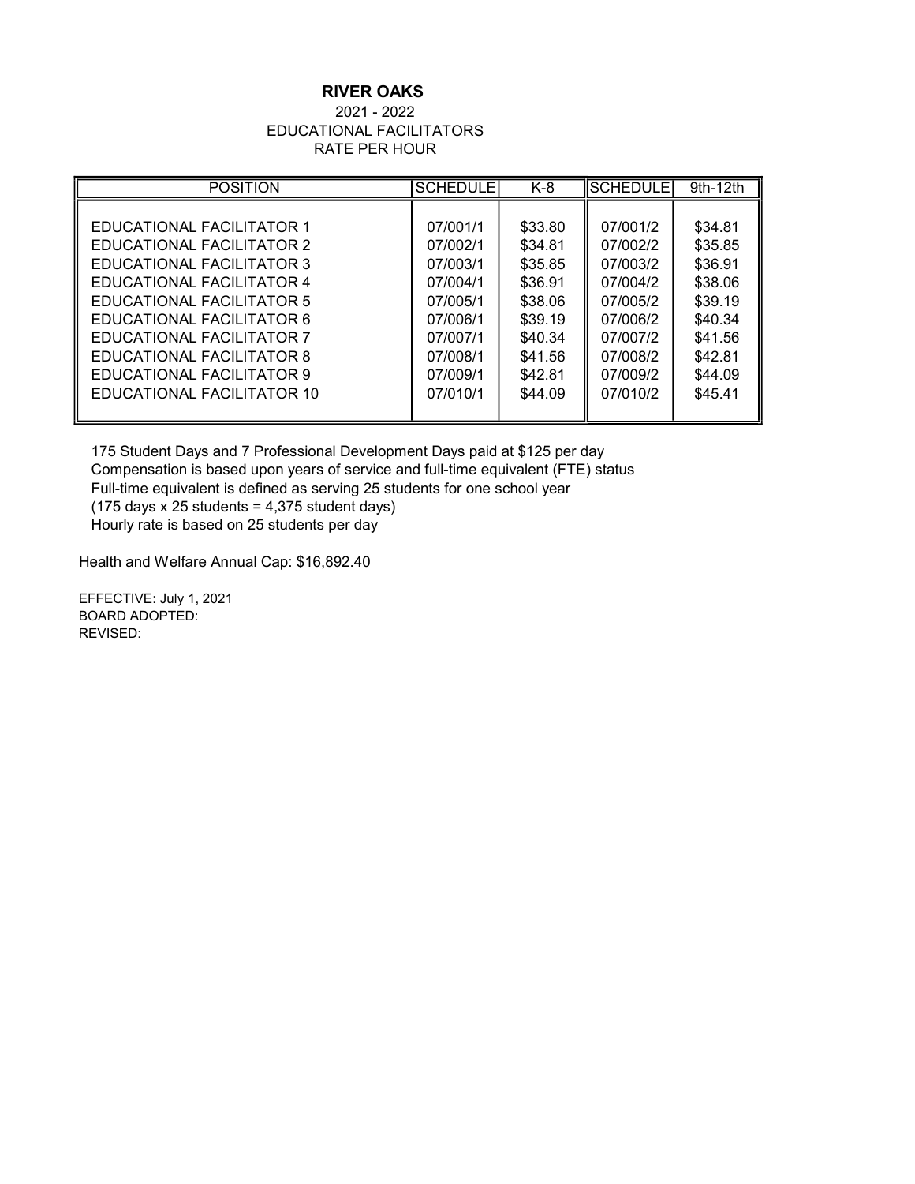**RIVER OAKS**

2021 - 2022

EDUCATIONAL FACILITATORS

RATE PER HOUR

| POSITION | SCHEDULE | K-8 | SCHEDULE | 9th-12th |
|---|---|---|---|---|
| EDUCATIONAL FACILITATOR 1 | 07/001/1 | $33.80 | 07/001/2 | $34.81 |
| EDUCATIONAL FACILITATOR 2 | 07/002/1 | $34.81 | 07/002/2 | $35.85 |
| EDUCATIONAL FACILITATOR 3 | 07/003/1 | $35.85 | 07/003/2 | $36.91 |
| EDUCATIONAL FACILITATOR 4 | 07/004/1 | $36.91 | 07/004/2 | $38.06 |
| EDUCATIONAL FACILITATOR 5 | 07/005/1 | $38.06 | 07/005/2 | $39.19 |
| EDUCATIONAL FACILITATOR 6 | 07/006/1 | $39.19 | 07/006/2 | $40.34 |
| EDUCATIONAL FACILITATOR 7 | 07/007/1 | $40.34 | 07/007/2 | $41.56 |
| EDUCATIONAL FACILITATOR 8 | 07/008/1 | $41.56 | 07/008/2 | $42.81 |
| EDUCATIONAL FACILITATOR 9 | 07/009/1 | $42.81 | 07/009/2 | $44.09 |
| EDUCATIONAL FACILITATOR 10 | 07/010/1 | $44.09 | 07/010/2 | $45.41 |

175 Student Days and 7 Professional Development Days paid at $125 per day
Compensation is based upon years of service and full-time equivalent (FTE) status
Full-time equivalent is defined as serving 25 students for one school year
(175 days x 25 students = 4,375 student days)
Hourly rate is based on 25 students per day

Health and Welfare Annual Cap: $16,892.40

EFFECTIVE: July 1, 2021
BOARD ADOPTED:
REVISED: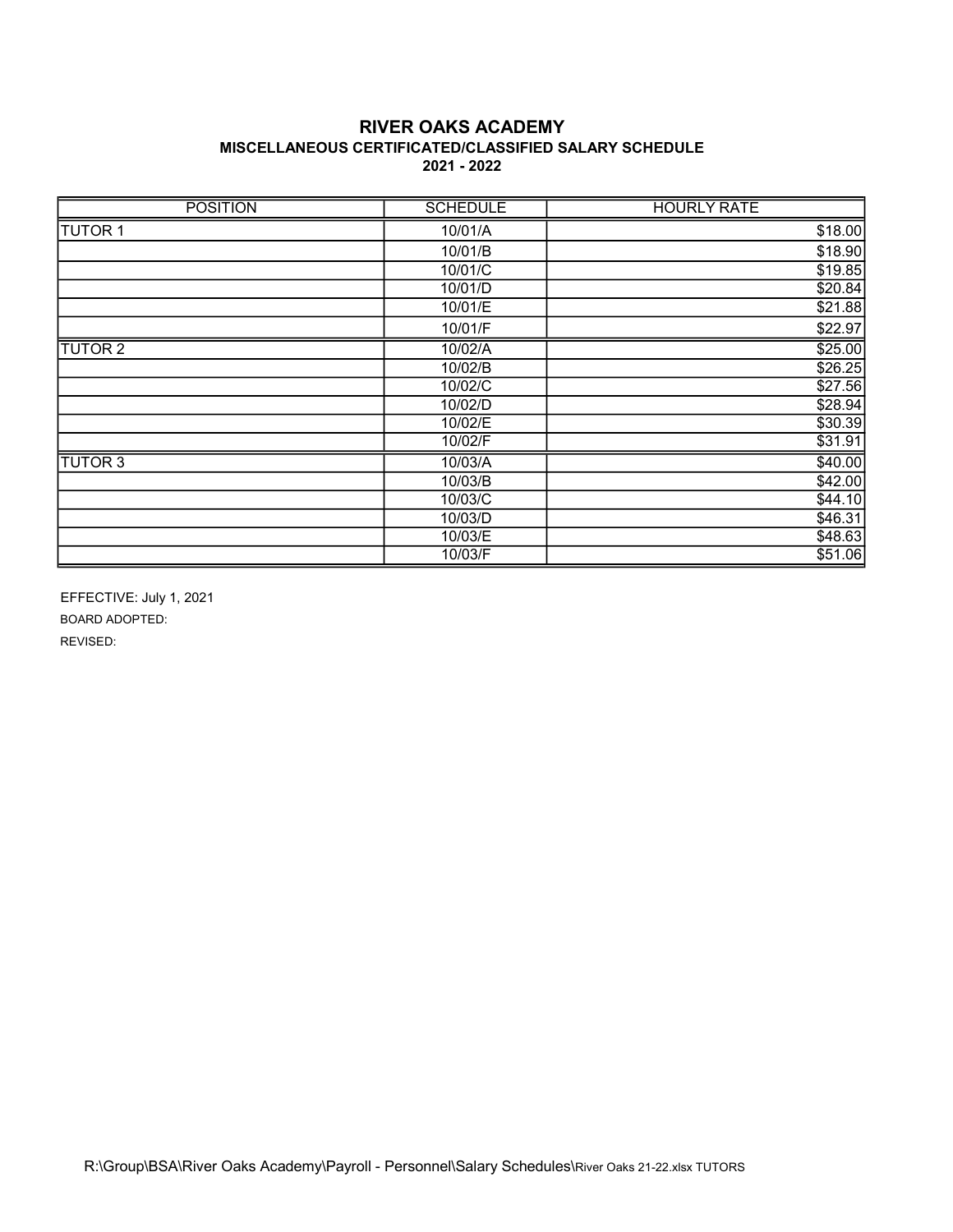# RIVER OAKS ACADEMY

## MISCELLANEOUS CERTIFICATED/CLASSIFIED SALARY SCHEDULE

### 2021 - 2022

| POSITION | SCHEDULE | HOURLY RATE |
|---|---|---|
| TUTOR 1 | 10/01/A | $18.00 |
| | 10/01/B | $18.90 |
| | 10/01/C | $19.85 |
| | 10/01/D | $20.84 |
| | 10/01/E | $21.88 |
| | 10/01/F | $22.97 |
| TUTOR 2 | 10/02/A | $25.00 |
| | 10/02/B | $26.25 |
| | 10/02/C | $27.56 |
| | 10/02/D | $28.94 |
| | 10/02/E | $30.39 |
| | 10/02/F | $31.91 |
| TUTOR 3 | 10/03/A | $40.00 |
| | 10/03/B | $42.00 |
| | 10/03/C | $44.10 |
| | 10/03/D | $46.31 |
| | 10/03/E | $48.63 |
| | 10/03/F | $51.06 |

EFFECTIVE: July 1, 2021

BOARD ADOPTED:

REVISED:

R:\Group\BSA\River Oaks Academy\Payroll - Personnel\Salary Schedules\River Oaks 21-22.xlsx TUTORS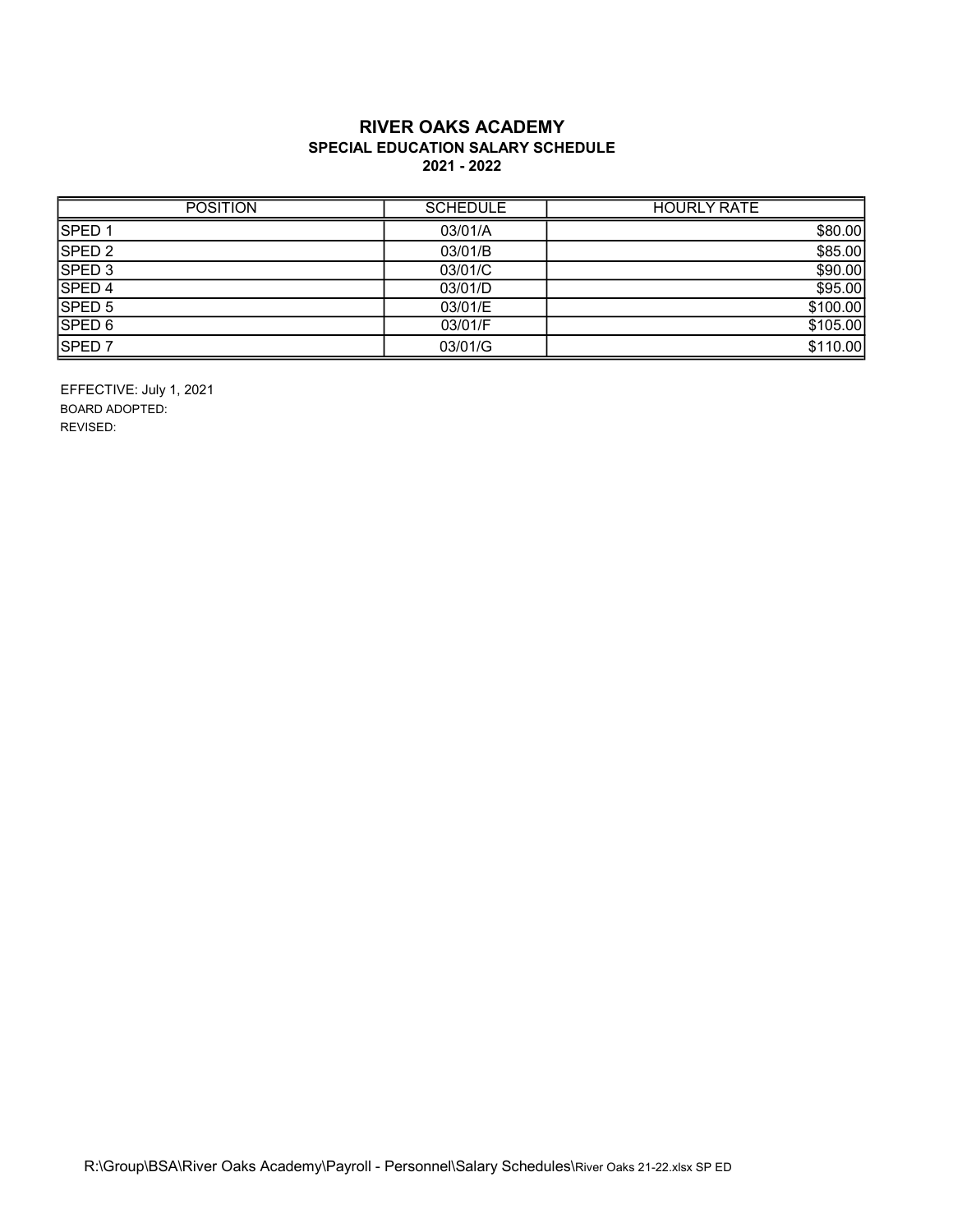# RIVER OAKS ACADEMY

## SPECIAL EDUCATION SALARY SCHEDULE

### 2021 - 2022

| POSITION | SCHEDULE | HOURLY RATE |
|---|---|---|
| SPED 1 | 03/01/A | $80.00 |
| SPED 2 | 03/01/B | $85.00 |
| SPED 3 | 03/01/C | $90.00 |
| SPED 4 | 03/01/D | $95.00 |
| SPED 5 | 03/01/E | $100.00 |
| SPED 6 | 03/01/F | $105.00 |
| SPED 7 | 03/01/G | $110.00 |

EFFECTIVE: July 1, 2021

BOARD ADOPTED:

REVISED:

R:\Group\BSA\River Oaks Academy\Payroll - Personnel\Salary Schedules\River Oaks 21-22.xlsx SP ED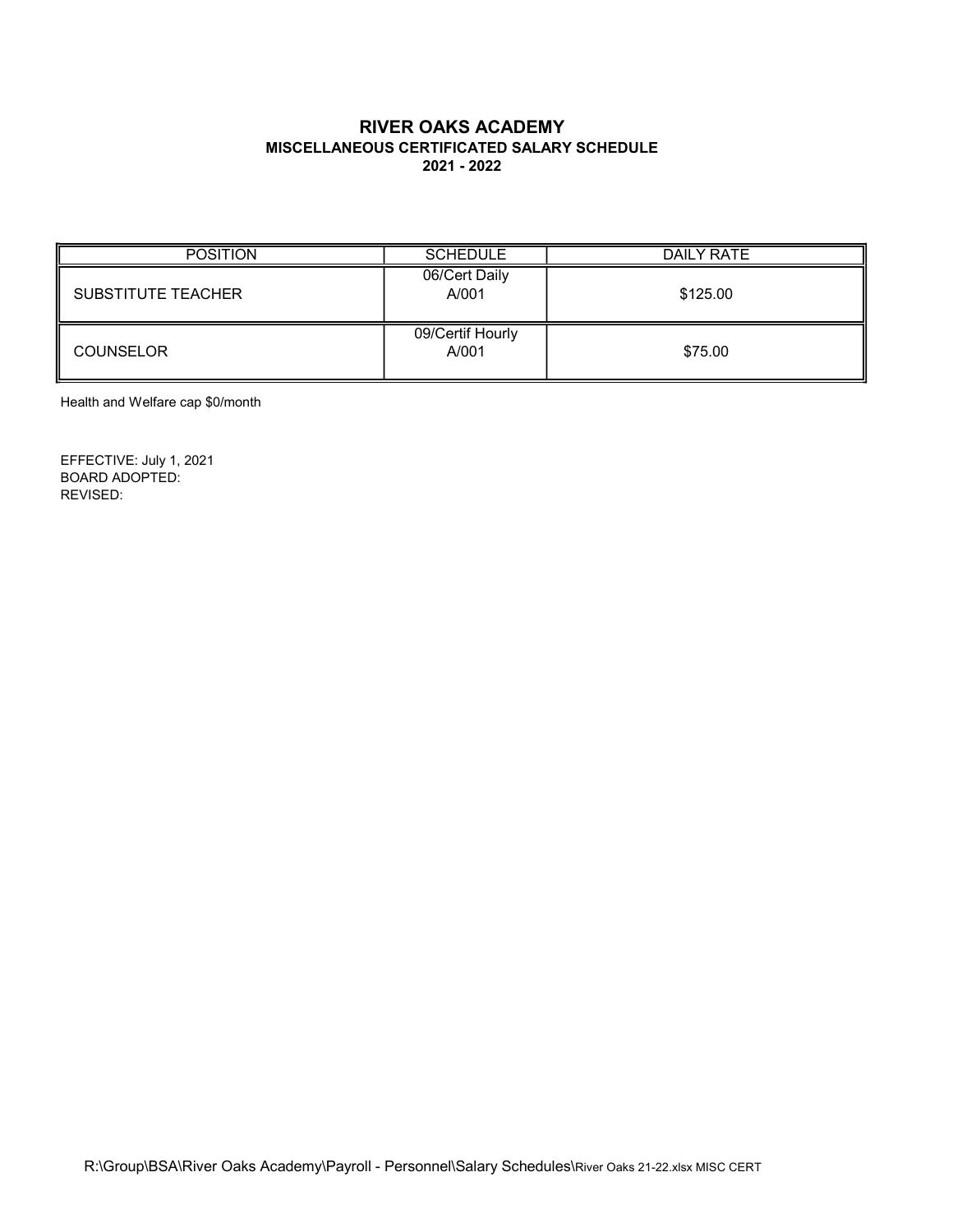# RIVER OAKS ACADEMY

## MISCELLANEOUS CERTIFICATED SALARY SCHEDULE

### 2021 - 2022

| POSITION | SCHEDULE | DAILY RATE |
|---|---|---|
| SUBSTITUTE TEACHER | 06/Cert Daily A/001 | $125.00 |
| COUNSELOR | 09/Certif Hourly A/001 | $75.00 |

Health and Welfare cap $0/month

EFFECTIVE: July 1, 2021
BOARD ADOPTED:
REVISED:

R:\Group\BSA\River Oaks Academy\Payroll - Personnel\Salary Schedules\River Oaks 21-22.xlsx MISC CERT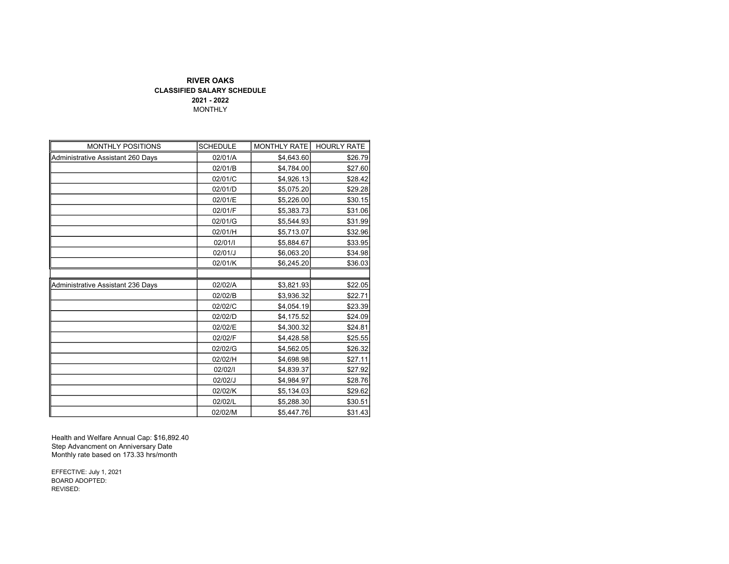**RIVER OAKS**
**CLASSIFIED SALARY SCHEDULE**
**2021 - 2022**
MONTHLY

| MONTHLY POSITIONS | SCHEDULE | MONTHLY RATE | HOURLY RATE |
|---|---|---|---|
| Administrative Assistant 260 Days | 02/01/A | $4,643.60 | $26.79 |
| | 02/01/B | $4,784.00 | $27.60 |
| | 02/01/C | $4,926.13 | $28.42 |
| | 02/01/D | $5,075.20 | $29.28 |
| | 02/01/E | $5,226.00 | $30.15 |
| | 02/01/F | $5,383.73 | $31.06 |
| | 02/01/G | $5,544.93 | $31.99 |
| | 02/01/H | $5,713.07 | $32.96 |
| | 02/01/I | $5,884.67 | $33.95 |
| | 02/01/J | $6,063.20 | $34.98 |
| | 02/01/K | $6,245.20 | $36.03 |
| | | | |
| Administrative Assistant 236 Days | 02/02/A | $3,821.93 | $22.05 |
| | 02/02/B | $3,936.32 | $22.71 |
| | 02/02/C | $4,054.19 | $23.39 |
| | 02/02/D | $4,175.52 | $24.09 |
| | 02/02/E | $4,300.32 | $24.81 |
| | 02/02/F | $4,428.58 | $25.55 |
| | 02/02/G | $4,562.05 | $26.32 |
| | 02/02/H | $4,698.98 | $27.11 |
| | 02/02/I | $4,839.37 | $27.92 |
| | 02/02/J | $4,984.97 | $28.76 |
| | 02/02/K | $5,134.03 | $29.62 |
| | 02/02/L | $5,288.30 | $30.51 |
| | 02/02/M | $5,447.76 | $31.43 |

Health and Welfare Annual Cap: $16,892.40
Step Advancment on Anniversary Date
Monthly rate based on 173.33 hrs/month

EFFECTIVE: July 1, 2021
BOARD ADOPTED:
REVISED: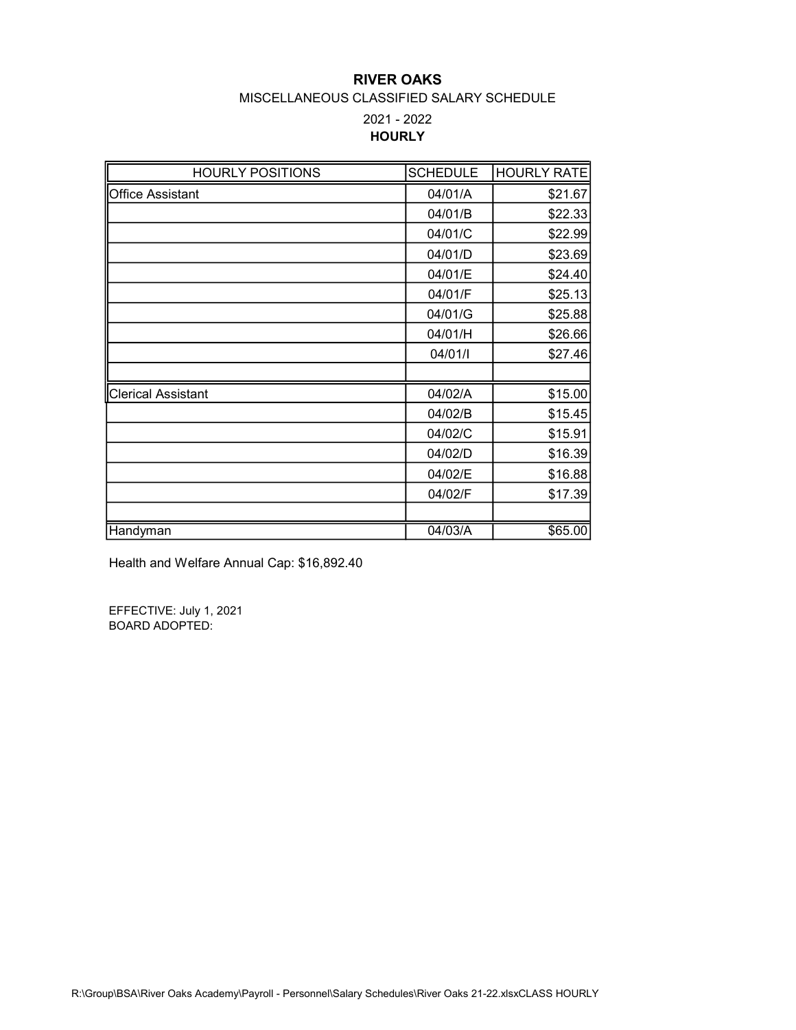# RIVER OAKS

MISCELLANEOUS CLASSIFIED SALARY SCHEDULE

2021 - 2022

**HOURLY**

| HOURLY POSITIONS | SCHEDULE | HOURLY RATE |
|---|---|---|
| Office Assistant | 04/01/A | $21.67 |
| | 04/01/B | $22.33 |
| | 04/01/C | $22.99 |
| | 04/01/D | $23.69 |
| | 04/01/E | $24.40 |
| | 04/01/F | $25.13 |
| | 04/01/G | $25.88 |
| | 04/01/H | $26.66 |
| | 04/01/I | $27.46 |
| | | |
| Clerical Assistant | 04/02/A | $15.00 |
| | 04/02/B | $15.45 |
| | 04/02/C | $15.91 |
| | 04/02/D | $16.39 |
| | 04/02/E | $16.88 |
| | 04/02/F | $17.39 |
| | | |
| Handyman | 04/03/A | $65.00 |

Health and Welfare Annual Cap: $16,892.40

EFFECTIVE: July 1, 2021
BOARD ADOPTED:

R:\Group\BSA\River Oaks Academy\Payroll - Personnel\Salary Schedules\River Oaks 21-22.xlsxCLASS HOURLY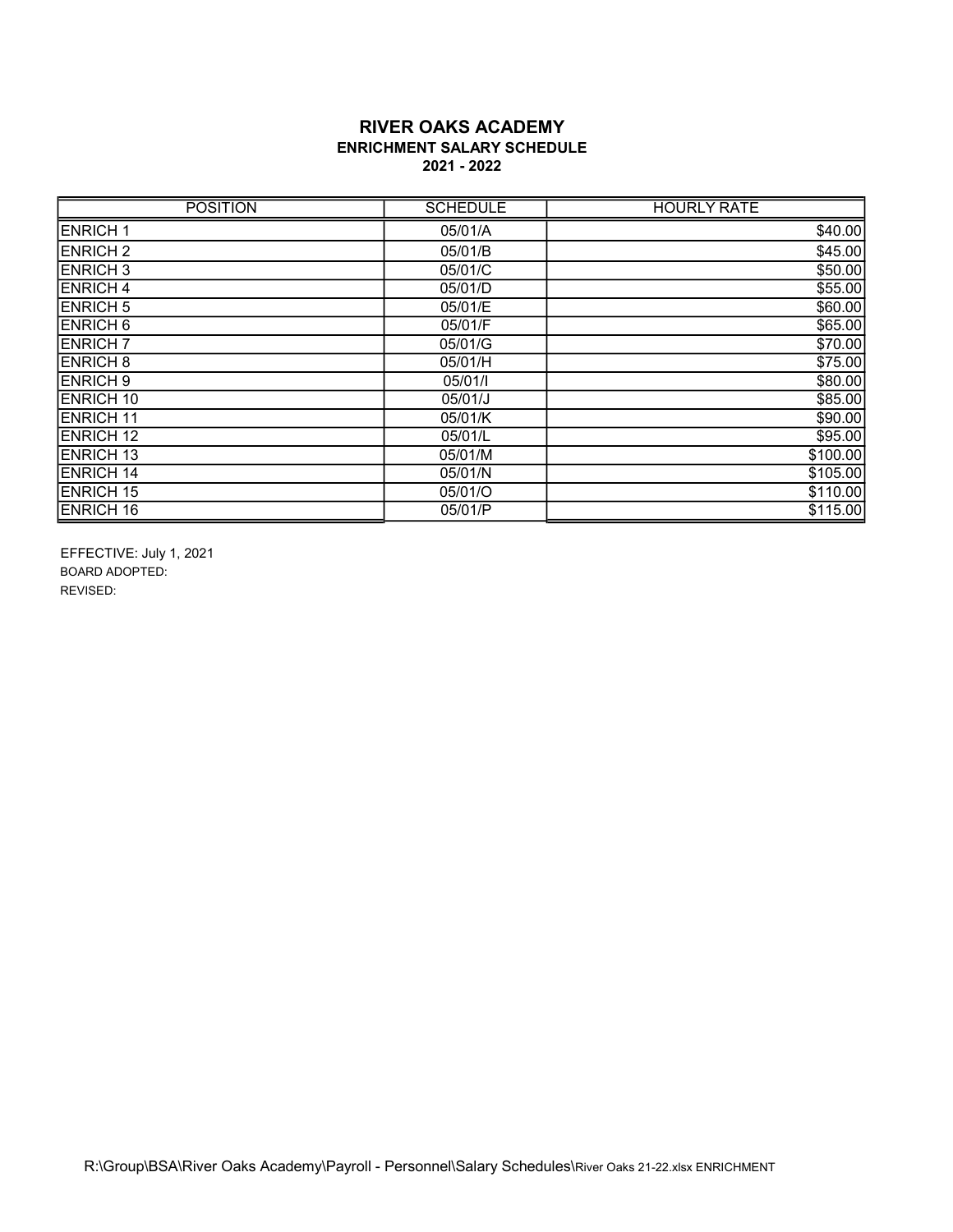# RIVER OAKS ACADEMY

## ENRICHMENT SALARY SCHEDULE

### 2021 - 2022

| POSITION | SCHEDULE | HOURLY RATE |
|---|---|---|
| ENRICH 1 | 05/01/A | $40.00 |
| ENRICH 2 | 05/01/B | $45.00 |
| ENRICH 3 | 05/01/C | $50.00 |
| ENRICH 4 | 05/01/D | $55.00 |
| ENRICH 5 | 05/01/E | $60.00 |
| ENRICH 6 | 05/01/F | $65.00 |
| ENRICH 7 | 05/01/G | $70.00 |
| ENRICH 8 | 05/01/H | $75.00 |
| ENRICH 9 | 05/01/I | $80.00 |
| ENRICH 10 | 05/01/J | $85.00 |
| ENRICH 11 | 05/01/K | $90.00 |
| ENRICH 12 | 05/01/L | $95.00 |
| ENRICH 13 | 05/01/M | $100.00 |
| ENRICH 14 | 05/01/N | $105.00 |
| ENRICH 15 | 05/01/O | $110.00 |
| ENRICH 16 | 05/01/P | $115.00 |

EFFECTIVE: July 1, 2021

BOARD ADOPTED:

REVISED:

R:\Group\BSA\River Oaks Academy\Payroll - Personnel\Salary Schedules\River Oaks 21-22.xlsx ENRICHMENT